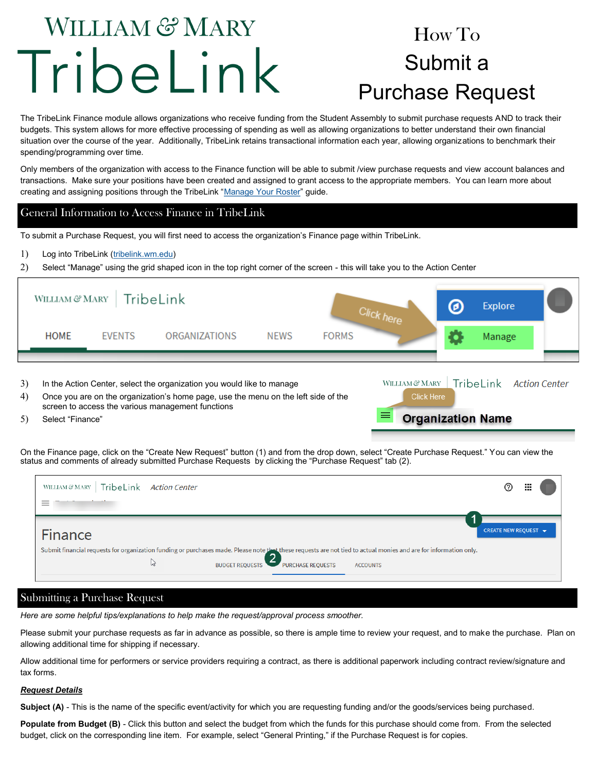# WILLIAM & MARY TribeLink

# How To Submit a Purchase Request

The TribeLink Finance module allows organizations who receive funding from the Student Assembly to submit purchase requests AND to track their budgets. This system allows for more effective processing of spending as well as allowing organizations to better understand their own financial situation over the course of the year. Additionally, TribeLink retains transactional information each year, allowing organizations to benchmark their spending/programming over time.

Only members of the organization with access to the Finance function will be able to submit /view purchase requests and view account balances and transactions. Make sure your positions have been created and assigned to grant access to the appropriate members. You can learn more about creating and assigning positions through the TribeLink "Manage Your Roster" guide.

## General Information to Access Finance in TribeLink

To submit a Purchase Request, you will first need to access the organization's Finance page within TribeLink.

1) Log into TribeLink (tribelink.wm.edu)
2) Select "Manage" using the grid shaped icon in the top right corner of the screen - this will take you to the Action Center

3) In the Action Center, select the organization you would like to manage
4) Once you are on the organization's home page, use the menu on the left side of the screen to access the various management functions
5) Select "Finance"

On the Finance page, click on the "Create New Request" button (1) and from the drop down, select "Create Purchase Request." You can view the status and comments of already submitted Purchase Requests by clicking the "Purchase Request" tab (2).

## Submitting a Purchase Request

*Here are some helpful tips/explanations to help make the request/approval process smoother.*

Please submit your purchase requests as far in advance as possible, so there is ample time to review your request, and to make the purchase. Plan on allowing additional time for shipping if necessary.

Allow additional time for performers or service providers requiring a contract, as there is additional paperwork including contract review/signature and tax forms.

***Request Details***

**Subject (A)** - This is the name of the specific event/activity for which you are requesting funding and/or the goods/services being purchased.

**Populate from Budget (B)** - Click this button and select the budget from which the funds for this purchase should come from. From the selected budget, click on the corresponding line item. For example, select "General Printing," if the Purchase Request is for copies.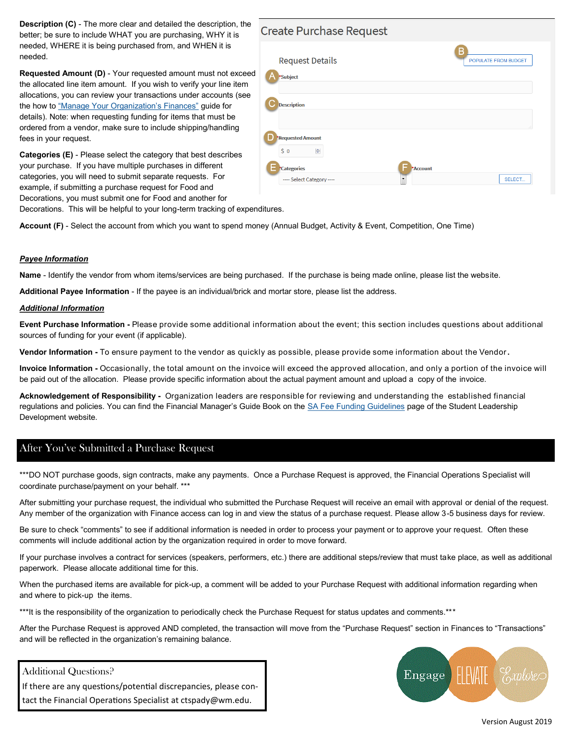**Description (C)** - The more clear and detailed the description, the better; be sure to include WHAT you are purchasing, WHY it is needed, WHERE it is being purchased from, and WHEN it is needed.

**Requested Amount (D)** - Your requested amount must not exceed the allocated line item amount. If you wish to verify your line item allocations, you can review your transactions under accounts (see the how to "Manage Your Organization's Finances" guide for details). Note: when requesting funding for items that must be ordered from a vendor, make sure to include shipping/handling fees in your request.

**Categories (E)** - Please select the category that best describes your purchase. If you have multiple purchases in different categories, you will need to submit separate requests. For example, if submitting a purchase request for Food and Decorations, you must submit one for Food and another for Decorations. This will be helpful to your long-term tracking of expenditures.

Create Purchase Request

Request Details

B POPULATE FROM BUDGET

A *Subject

C Description

D *Requested Amount

$ 0

E *Categories

---- Select Category ----

F *Account

SELECT...

**Account (F)** - Select the account from which you want to spend money (Annual Budget, Activity & Event, Competition, One Time)

***Payee Information***

**Name** - Identify the vendor from whom items/services are being purchased. If the purchase is being made online, please list the website.

**Additional Payee Information** - If the payee is an individual/brick and mortar store, please list the address.

***Additional Information***

**Event Purchase Information -** Please provide some additional information about the event; this section includes questions about additional sources of funding for your event (if applicable).

**Vendor Information -** To ensure payment to the vendor as quickly as possible, please provide some information about the Vendor.

**Invoice Information -** Occasionally, the total amount on the invoice will exceed the approved allocation, and only a portion of the invoice will be paid out of the allocation. Please provide specific information about the actual payment amount and upload a copy of the invoice.

**Acknowledgement of Responsibility -** Organization leaders are responsible for reviewing and understanding the established financial regulations and policies. You can find the Financial Manager's Guide Book on the SA Fee Funding Guidelines page of the Student Leadership Development website.

## After You've Submitted a Purchase Request

***DO NOT purchase goods, sign contracts, make any payments. Once a Purchase Request is approved, the Financial Operations Specialist will coordinate purchase/payment on your behalf. ***

After submitting your purchase request, the individual who submitted the Purchase Request will receive an email with approval or denial of the request. Any member of the organization with Finance access can log in and view the status of a purchase request. Please allow 3-5 business days for review.

Be sure to check "comments" to see if additional information is needed in order to process your payment or to approve your request. Often these comments will include additional action by the organization required in order to move forward.

If your purchase involves a contract for services (speakers, performers, etc.) there are additional steps/review that must take place, as well as additional paperwork. Please allocate additional time for this.

When the purchased items are available for pick-up, a comment will be added to your Purchase Request with additional information regarding when and where to pick-up the items.

***It is the responsibility of the organization to periodically check the Purchase Request for status updates and comments.***

After the Purchase Request is approved AND completed, the transaction will move from the "Purchase Request" section in Finances to "Transactions" and will be reflected in the organization's remaining balance.

Additional Questions?

If there are any questions/potential discrepancies, please contact the Financial Operations Specialist at ctspady@wm.edu.

Engage ELEVATE Explore

Version August 2019